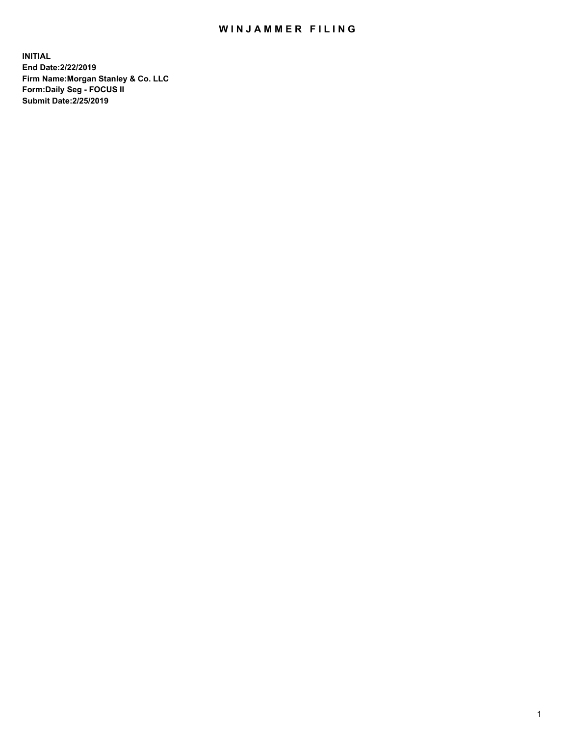# WINJAMMER FILING

**INITIAL**
**End Date:2/22/2019**
**Firm Name:Morgan Stanley & Co. LLC**
**Form:Daily Seg - FOCUS II**
**Submit Date:2/25/2019**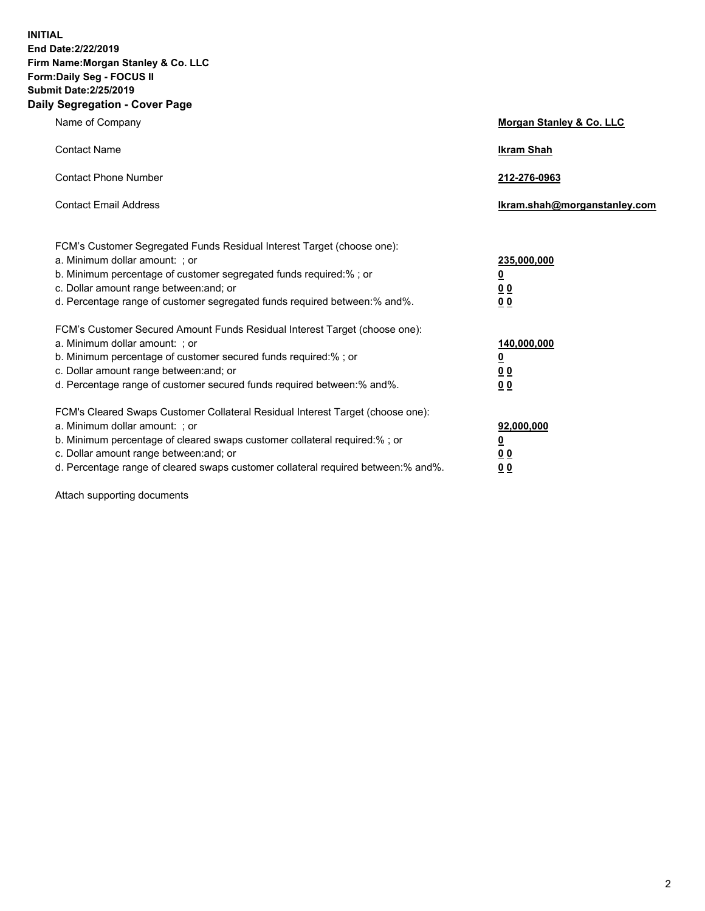**INITIAL**
**End Date:2/22/2019**
**Firm Name:Morgan Stanley & Co. LLC**
**Form:Daily Seg - FOCUS II**
**Submit Date:2/25/2019**
**Daily Segregation - Cover Page**

| | |
|---|---|
| Name of Company | **Morgan Stanley & Co. LLC** |
| Contact Name | **Ikram Shah** |
| Contact Phone Number | **212-276-0963** |
| Contact Email Address | **Ikram.shah@morganstanley.com** |

| | |
|---|---|
| FCM's Customer Segregated Funds Residual Interest Target (choose one): | |
| a. Minimum dollar amount: ; or | **235,000,000** |
| b. Minimum percentage of customer segregated funds required:% ; or | **0** |
| c. Dollar amount range between:and; or | **0 0** |
| d. Percentage range of customer segregated funds required between:% and%. | **0 0** |
| FCM's Customer Secured Amount Funds Residual Interest Target (choose one): | |
| a. Minimum dollar amount: ; or | **140,000,000** |
| b. Minimum percentage of customer secured funds required:% ; or | **0** |
| c. Dollar amount range between:and; or | **0 0** |
| d. Percentage range of customer secured funds required between:% and%. | **0 0** |
| FCM's Cleared Swaps Customer Collateral Residual Interest Target (choose one): | |
| a. Minimum dollar amount: ; or | **92,000,000** |
| b. Minimum percentage of cleared swaps customer collateral required:% ; or | **0** |
| c. Dollar amount range between:and; or | **0 0** |
| d. Percentage range of cleared swaps customer collateral required between:% and%. | **0 0** |

Attach supporting documents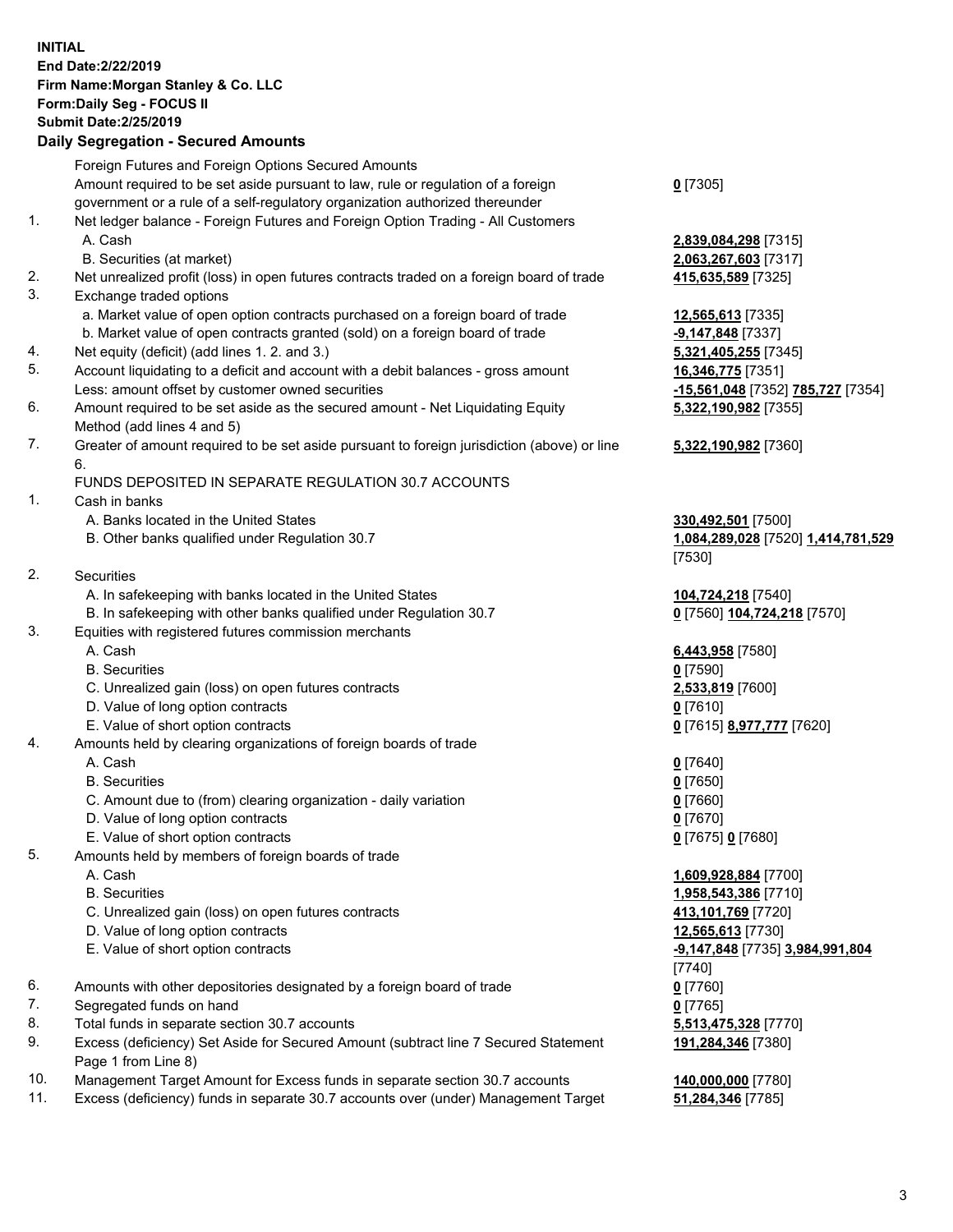**INITIAL**
**End Date:2/22/2019**
**Firm Name:Morgan Stanley & Co. LLC**
**Form:Daily Seg - FOCUS II**
**Submit Date:2/25/2019**

### Daily Segregation - Secured Amounts

| | | |
|---|---|---|
| | Foreign Futures and Foreign Options Secured Amounts | |
| | Amount required to be set aside pursuant to law, rule or regulation of a foreign government or a rule of a self-regulatory organization authorized thereunder | **0** [7305] |
| 1. | Net ledger balance - Foreign Futures and Foreign Option Trading - All Customers | |
| | A. Cash | **2,839,084,298** [7315] |
| | B. Securities (at market) | **2,063,267,603** [7317] |
| 2. | Net unrealized profit (loss) in open futures contracts traded on a foreign board of trade | **415,635,589** [7325] |
| 3. | Exchange traded options | |
| | a. Market value of open option contracts purchased on a foreign board of trade | **12,565,613** [7335] |
| | b. Market value of open contracts granted (sold) on a foreign board of trade | **-9,147,848** [7337] |
| 4. | Net equity (deficit) (add lines 1. 2. and 3.) | **5,321,405,255** [7345] |
| 5. | Account liquidating to a deficit and account with a debit balances - gross amount | **16,346,775** [7351] |
| | Less: amount offset by customer owned securities | **-15,561,048** [7352] **785,727** [7354] |
| 6. | Amount required to be set aside as the secured amount - Net Liquidating Equity Method (add lines 4 and 5) | **5,322,190,982** [7355] |
| 7. | Greater of amount required to be set aside pursuant to foreign jurisdiction (above) or line 6. | **5,322,190,982** [7360] |
| | FUNDS DEPOSITED IN SEPARATE REGULATION 30.7 ACCOUNTS | |
| 1. | Cash in banks | |
| | A. Banks located in the United States | **330,492,501** [7500] |
| | B. Other banks qualified under Regulation 30.7 | **1,084,289,028** [7520] **1,414,781,529** [7530] |
| 2. | Securities | |
| | A. In safekeeping with banks located in the United States | **104,724,218** [7540] |
| | B. In safekeeping with other banks qualified under Regulation 30.7 | **0** [7560] **104,724,218** [7570] |
| 3. | Equities with registered futures commission merchants | |
| | A. Cash | **6,443,958** [7580] |
| | B. Securities | **0** [7590] |
| | C. Unrealized gain (loss) on open futures contracts | **2,533,819** [7600] |
| | D. Value of long option contracts | **0** [7610] |
| | E. Value of short option contracts | **0** [7615] **8,977,777** [7620] |
| 4. | Amounts held by clearing organizations of foreign boards of trade | |
| | A. Cash | **0** [7640] |
| | B. Securities | **0** [7650] |
| | C. Amount due to (from) clearing organization - daily variation | **0** [7660] |
| | D. Value of long option contracts | **0** [7670] |
| | E. Value of short option contracts | **0** [7675] **0** [7680] |
| 5. | Amounts held by members of foreign boards of trade | |
| | A. Cash | **1,609,928,884** [7700] |
| | B. Securities | **1,958,543,386** [7710] |
| | C. Unrealized gain (loss) on open futures contracts | **413,101,769** [7720] |
| | D. Value of long option contracts | **12,565,613** [7730] |
| | E. Value of short option contracts | **-9,147,848** [7735] **3,984,991,804** [7740] |
| 6. | Amounts with other depositories designated by a foreign board of trade | **0** [7760] |
| 7. | Segregated funds on hand | **0** [7765] |
| 8. | Total funds in separate section 30.7 accounts | **5,513,475,328** [7770] |
| 9. | Excess (deficiency) Set Aside for Secured Amount (subtract line 7 Secured Statement Page 1 from Line 8) | **191,284,346** [7380] |
| 10. | Management Target Amount for Excess funds in separate section 30.7 accounts | **140,000,000** [7780] |
| 11. | Excess (deficiency) funds in separate 30.7 accounts over (under) Management Target | **51,284,346** [7785] |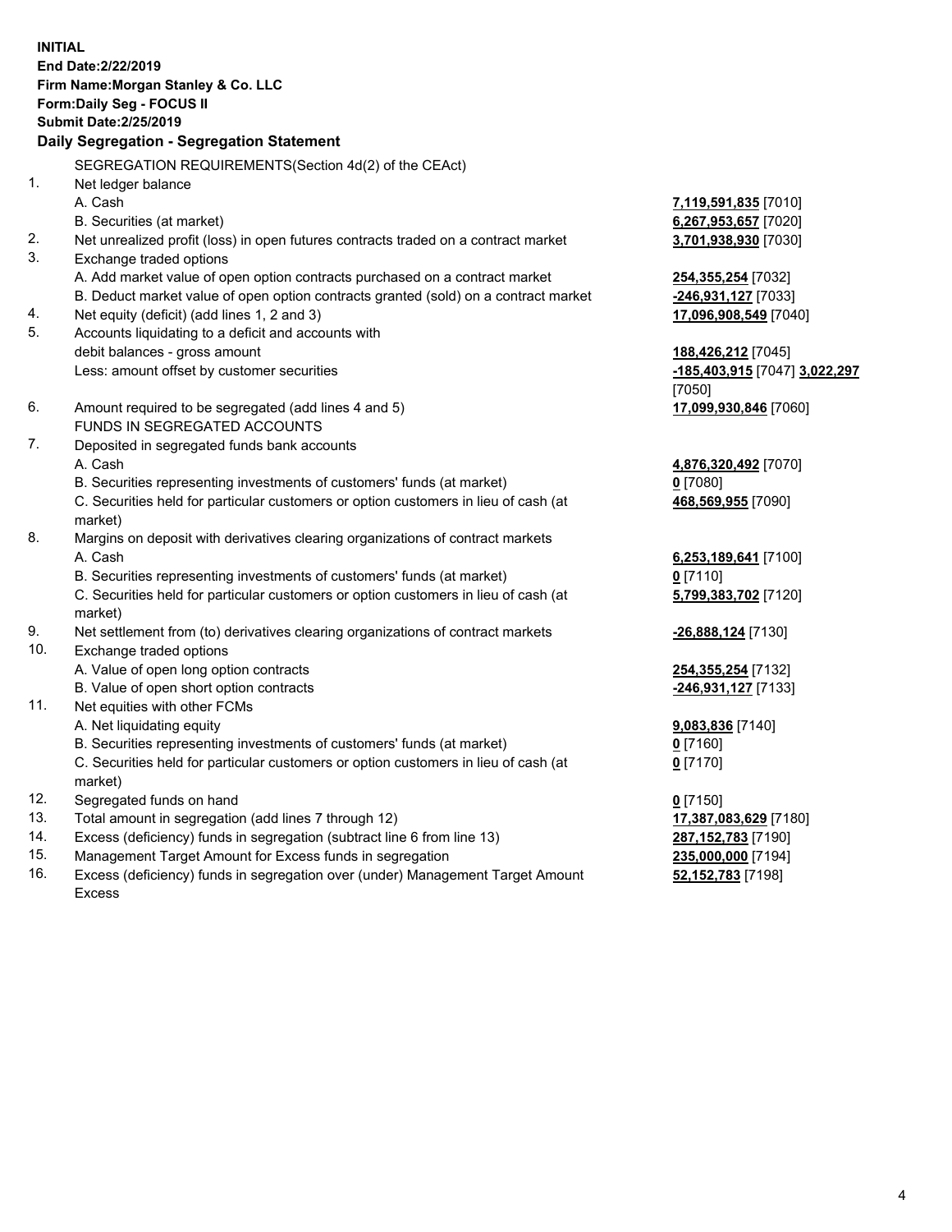**INITIAL**
**End Date:2/22/2019**
**Firm Name:Morgan Stanley & Co. LLC**
**Form:Daily Seg - FOCUS II**
**Submit Date:2/25/2019**

## Daily Segregation - Segregation Statement

SEGREGATION REQUIREMENTS(Section 4d(2) of the CEAct)

| | | |
|---|---|---|
| 1. | Net ledger balance | |
| | A. Cash | **7,119,591,835** [7010] |
| | B. Securities (at market) | **6,267,953,657** [7020] |
| 2. | Net unrealized profit (loss) in open futures contracts traded on a contract market | **3,701,938,930** [7030] |
| 3. | Exchange traded options | |
| | A. Add market value of open option contracts purchased on a contract market | **254,355,254** [7032] |
| | B. Deduct market value of open option contracts granted (sold) on a contract market | **-246,931,127** [7033] |
| 4. | Net equity (deficit) (add lines 1, 2 and 3) | **17,096,908,549** [7040] |
| 5. | Accounts liquidating to a deficit and accounts with debit balances - gross amount | **188,426,212** [7045] |
| | Less: amount offset by customer securities | **-185,403,915** [7047] **3,022,297** [7050] |
| 6. | Amount required to be segregated (add lines 4 and 5) | **17,099,930,846** [7060] |
| | FUNDS IN SEGREGATED ACCOUNTS | |
| 7. | Deposited in segregated funds bank accounts | |
| | A. Cash | **4,876,320,492** [7070] |
| | B. Securities representing investments of customers' funds (at market) | **0** [7080] |
| | C. Securities held for particular customers or option customers in lieu of cash (at market) | **468,569,955** [7090] |
| 8. | Margins on deposit with derivatives clearing organizations of contract markets | |
| | A. Cash | **6,253,189,641** [7100] |
| | B. Securities representing investments of customers' funds (at market) | **0** [7110] |
| | C. Securities held for particular customers or option customers in lieu of cash (at market) | **5,799,383,702** [7120] |
| 9. | Net settlement from (to) derivatives clearing organizations of contract markets | **-26,888,124** [7130] |
| 10. | Exchange traded options | |
| | A. Value of open long option contracts | **254,355,254** [7132] |
| | B. Value of open short option contracts | **-246,931,127** [7133] |
| 11. | Net equities with other FCMs | |
| | A. Net liquidating equity | **9,083,836** [7140] |
| | B. Securities representing investments of customers' funds (at market) | **0** [7160] |
| | C. Securities held for particular customers or option customers in lieu of cash (at market) | **0** [7170] |
| 12. | Segregated funds on hand | **0** [7150] |
| 13. | Total amount in segregation (add lines 7 through 12) | **17,387,083,629** [7180] |
| 14. | Excess (deficiency) funds in segregation (subtract line 6 from line 13) | **287,152,783** [7190] |
| 15. | Management Target Amount for Excess funds in segregation | **235,000,000** [7194] |
| 16. | Excess (deficiency) funds in segregation over (under) Management Target Amount Excess | **52,152,783** [7198] |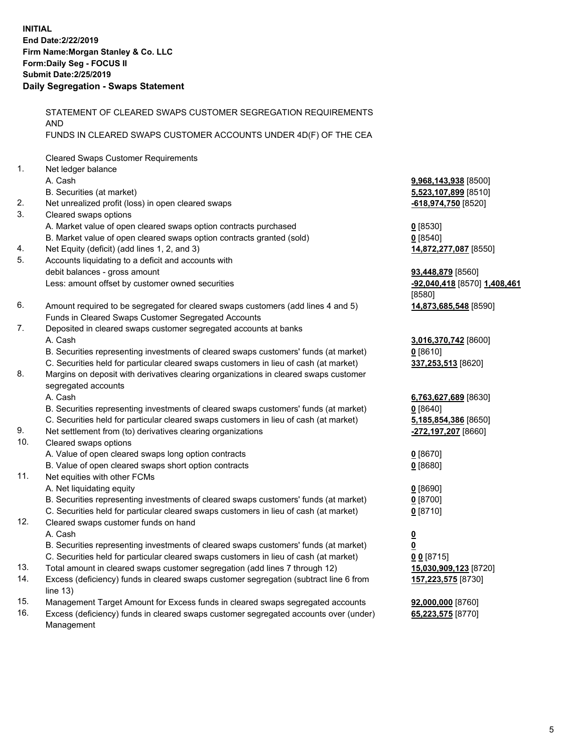**INITIAL**
**End Date:2/22/2019**
**Firm Name:Morgan Stanley & Co. LLC**
**Form:Daily Seg - FOCUS II**
**Submit Date:2/25/2019**
**Daily Segregation - Swaps Statement**

STATEMENT OF CLEARED SWAPS CUSTOMER SEGREGATION REQUIREMENTS AND FUNDS IN CLEARED SWAPS CUSTOMER ACCOUNTS UNDER 4D(F) OF THE CEA

| | | |
|---|---|---|
| | Cleared Swaps Customer Requirements | |
| 1. | Net ledger balance | |
| | A. Cash | **9,968,143,938** [8500] |
| | B. Securities (at market) | **5,523,107,899** [8510] |
| 2. | Net unrealized profit (loss) in open cleared swaps | **-618,974,750** [8520] |
| 3. | Cleared swaps options | |
| | A. Market value of open cleared swaps option contracts purchased | **0** [8530] |
| | B. Market value of open cleared swaps option contracts granted (sold) | **0** [8540] |
| 4. | Net Equity (deficit) (add lines 1, 2, and 3) | **14,872,277,087** [8550] |
| 5. | Accounts liquidating to a deficit and accounts with debit balances - gross amount | **93,448,879** [8560] |
| | Less: amount offset by customer owned securities | **-92,040,418** [8570] **1,408,461** [8580] |
| 6. | Amount required to be segregated for cleared swaps customers (add lines 4 and 5) | **14,873,685,548** [8590] |
| | Funds in Cleared Swaps Customer Segregated Accounts | |
| 7. | Deposited in cleared swaps customer segregated accounts at banks | |
| | A. Cash | **3,016,370,742** [8600] |
| | B. Securities representing investments of cleared swaps customers' funds (at market) | **0** [8610] |
| | C. Securities held for particular cleared swaps customers in lieu of cash (at market) | **337,253,513** [8620] |
| 8. | Margins on deposit with derivatives clearing organizations in cleared swaps customer segregated accounts | |
| | A. Cash | **6,763,627,689** [8630] |
| | B. Securities representing investments of cleared swaps customers' funds (at market) | **0** [8640] |
| | C. Securities held for particular cleared swaps customers in lieu of cash (at market) | **5,185,854,386** [8650] |
| 9. | Net settlement from (to) derivatives clearing organizations | **-272,197,207** [8660] |
| 10. | Cleared swaps options | |
| | A. Value of open cleared swaps long option contracts | **0** [8670] |
| | B. Value of open cleared swaps short option contracts | **0** [8680] |
| 11. | Net equities with other FCMs | |
| | A. Net liquidating equity | **0** [8690] |
| | B. Securities representing investments of cleared swaps customers' funds (at market) | **0** [8700] |
| | C. Securities held for particular cleared swaps customers in lieu of cash (at market) | **0** [8710] |
| 12. | Cleared swaps customer funds on hand | |
| | A. Cash | **0** |
| | B. Securities representing investments of cleared swaps customers' funds (at market) | **0** |
| | C. Securities held for particular cleared swaps customers in lieu of cash (at market) | **0** **0** [8715] |
| 13. | Total amount in cleared swaps customer segregation (add lines 7 through 12) | **15,030,909,123** [8720] |
| 14. | Excess (deficiency) funds in cleared swaps customer segregation (subtract line 6 from line 13) | **157,223,575** [8730] |
| 15. | Management Target Amount for Excess funds in cleared swaps segregated accounts | **92,000,000** [8760] |
| 16. | Excess (deficiency) funds in cleared swaps customer segregated accounts over (under) Management | **65,223,575** [8770] |